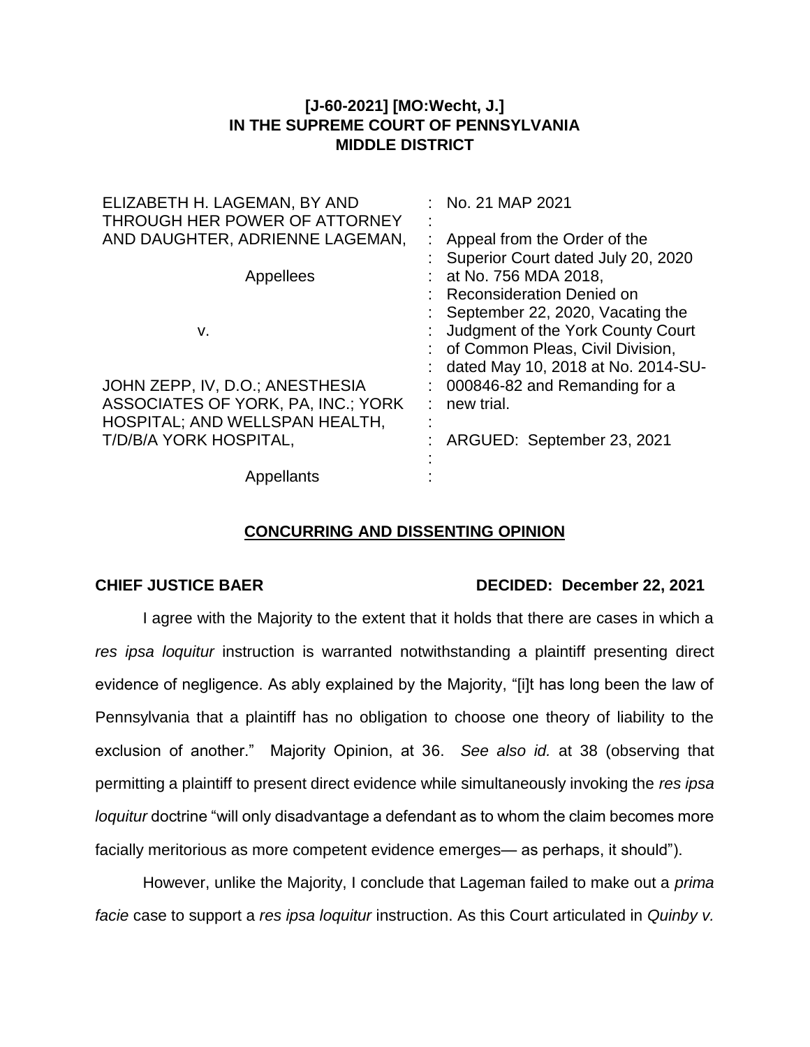**[J-60-2021] [MO:Wecht, J.]**
**IN THE SUPREME COURT OF PENNSYLVANIA**
**MIDDLE DISTRICT**

| | | |
|---|---|---|
| ELIZABETH H. LAGEMAN, BY AND THROUGH HER POWER OF ATTORNEY AND DAUGHTER, ADRIENNE LAGEMAN, | : | No. 21 MAP 2021 |
| Appellees | : | Appeal from the Order of the Superior Court dated July 20, 2020 at No. 756 MDA 2018, Reconsideration Denied on September 22, 2020, Vacating the Judgment of the York County Court of Common Pleas, Civil Division, dated May 10, 2018 at No. 2014-SU-000846-82 and Remanding for a new trial. |
| v. | : | |
| JOHN ZEPP, IV, D.O.; ANESTHESIA ASSOCIATES OF YORK, PA, INC.; YORK HOSPITAL; AND WELLSPAN HEALTH, T/D/B/A YORK HOSPITAL, | : | ARGUED: September 23, 2021 |
| Appellants | : | |

## CONCURRING AND DISSENTING OPINION

**CHIEF JUSTICE BAER** **DECIDED: December 22, 2021**

I agree with the Majority to the extent that it holds that there are cases in which a *res ipsa loquitur* instruction is warranted notwithstanding a plaintiff presenting direct evidence of negligence. As ably explained by the Majority, "[i]t has long been the law of Pennsylvania that a plaintiff has no obligation to choose one theory of liability to the exclusion of another." Majority Opinion, at 36. *See also id.* at 38 (observing that permitting a plaintiff to present direct evidence while simultaneously invoking the *res ipsa loquitur* doctrine "will only disadvantage a defendant as to whom the claim becomes more facially meritorious as more competent evidence emerges— as perhaps, it should").

However, unlike the Majority, I conclude that Lageman failed to make out a *prima facie* case to support a *res ipsa loquitur* instruction. As this Court articulated in *Quinby v.*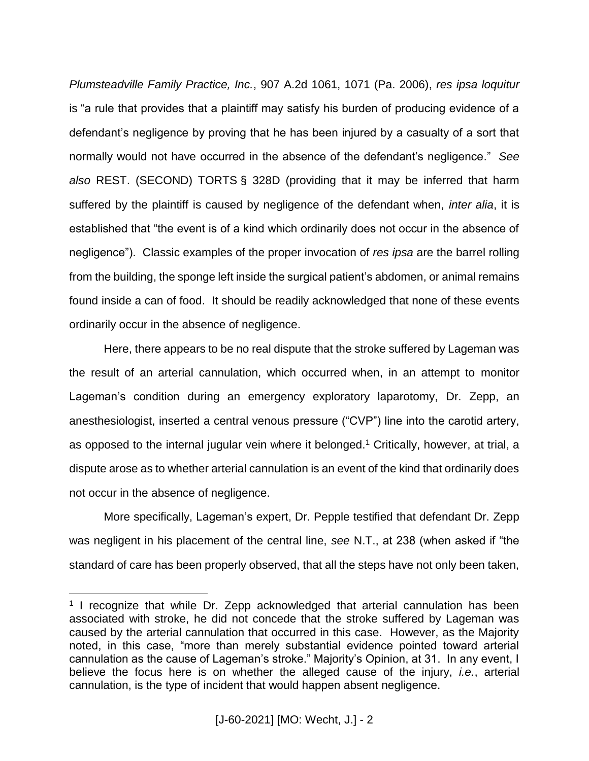*Plumsteadville Family Practice, Inc.*, 907 A.2d 1061, 1071 (Pa. 2006), *res ipsa loquitur* is "a rule that provides that a plaintiff may satisfy his burden of producing evidence of a defendant's negligence by proving that he has been injured by a casualty of a sort that normally would not have occurred in the absence of the defendant's negligence." *See also* REST. (SECOND) TORTS § 328D (providing that it may be inferred that harm suffered by the plaintiff is caused by negligence of the defendant when, *inter alia*, it is established that "the event is of a kind which ordinarily does not occur in the absence of negligence"). Classic examples of the proper invocation of *res ipsa* are the barrel rolling from the building, the sponge left inside the surgical patient's abdomen, or animal remains found inside a can of food. It should be readily acknowledged that none of these events ordinarily occur in the absence of negligence.

Here, there appears to be no real dispute that the stroke suffered by Lageman was the result of an arterial cannulation, which occurred when, in an attempt to monitor Lageman's condition during an emergency exploratory laparotomy, Dr. Zepp, an anesthesiologist, inserted a central venous pressure ("CVP") line into the carotid artery, as opposed to the internal jugular vein where it belonged.[1] Critically, however, at trial, a dispute arose as to whether arterial cannulation is an event of the kind that ordinarily does not occur in the absence of negligence.

More specifically, Lageman's expert, Dr. Pepple testified that defendant Dr. Zepp was negligent in his placement of the central line, *see* N.T., at 238 (when asked if "the standard of care has been properly observed, that all the steps have not only been taken,

[1] I recognize that while Dr. Zepp acknowledged that arterial cannulation has been associated with stroke, he did not concede that the stroke suffered by Lageman was caused by the arterial cannulation that occurred in this case. However, as the Majority noted, in this case, "more than merely substantial evidence pointed toward arterial cannulation as the cause of Lageman's stroke." Majority's Opinion, at 31. In any event, I believe the focus here is on whether the alleged cause of the injury, *i.e.*, arterial cannulation, is the type of incident that would happen absent negligence.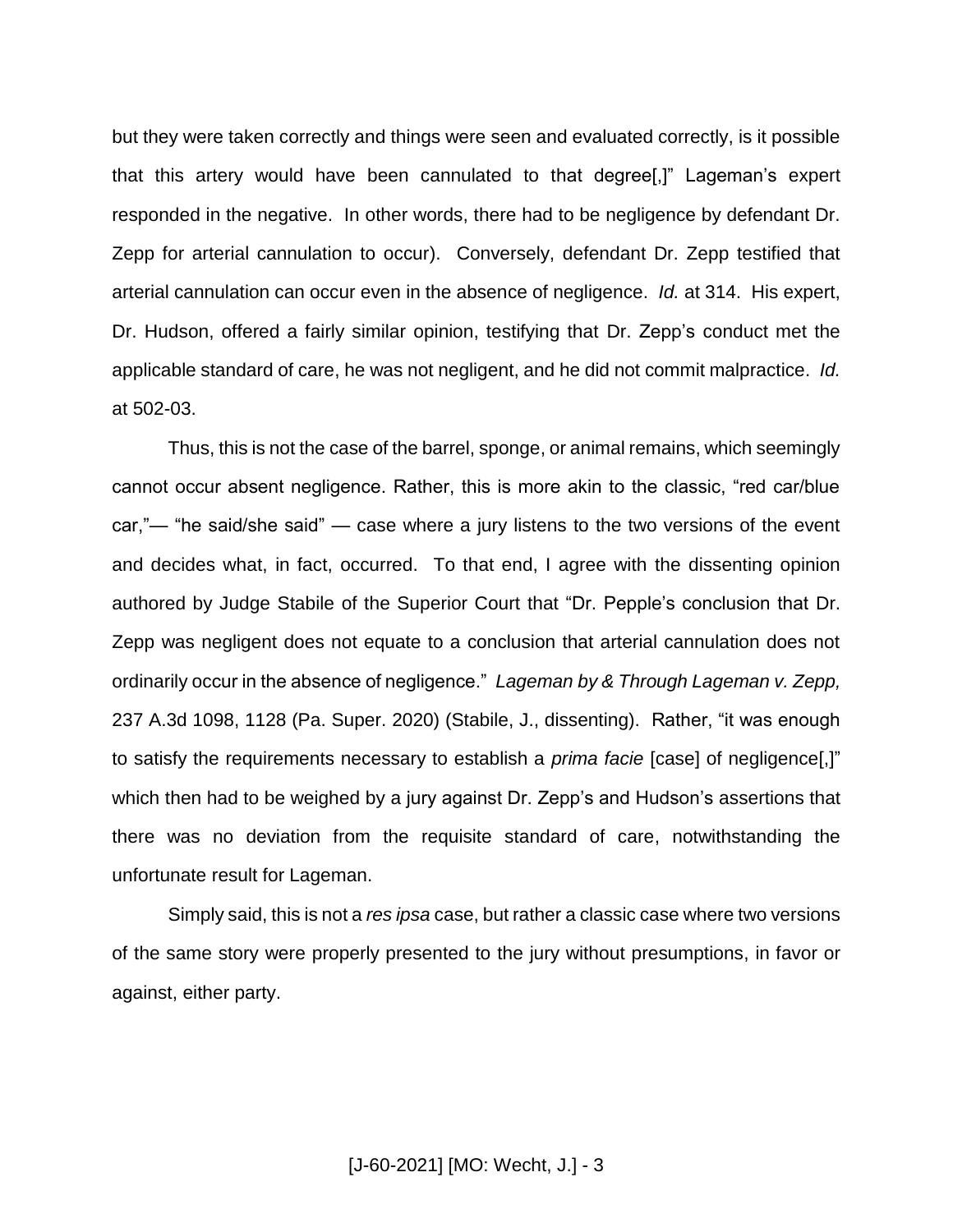but they were taken correctly and things were seen and evaluated correctly, is it possible that this artery would have been cannulated to that degree[,]" Lageman's expert responded in the negative. In other words, there had to be negligence by defendant Dr. Zepp for arterial cannulation to occur). Conversely, defendant Dr. Zepp testified that arterial cannulation can occur even in the absence of negligence. *Id.* at 314. His expert, Dr. Hudson, offered a fairly similar opinion, testifying that Dr. Zepp's conduct met the applicable standard of care, he was not negligent, and he did not commit malpractice. *Id.* at 502-03.

Thus, this is not the case of the barrel, sponge, or animal remains, which seemingly cannot occur absent negligence. Rather, this is more akin to the classic, "red car/blue car,"— "he said/she said" — case where a jury listens to the two versions of the event and decides what, in fact, occurred. To that end, I agree with the dissenting opinion authored by Judge Stabile of the Superior Court that "Dr. Pepple's conclusion that Dr. Zepp was negligent does not equate to a conclusion that arterial cannulation does not ordinarily occur in the absence of negligence." *Lageman by & Through Lageman v. Zepp,* 237 A.3d 1098, 1128 (Pa. Super. 2020) (Stabile, J., dissenting). Rather, "it was enough to satisfy the requirements necessary to establish a *prima facie* [case] of negligence[,]" which then had to be weighed by a jury against Dr. Zepp's and Hudson's assertions that there was no deviation from the requisite standard of care, notwithstanding the unfortunate result for Lageman.

Simply said, this is not a *res ipsa* case, but rather a classic case where two versions of the same story were properly presented to the jury without presumptions, in favor or against, either party.